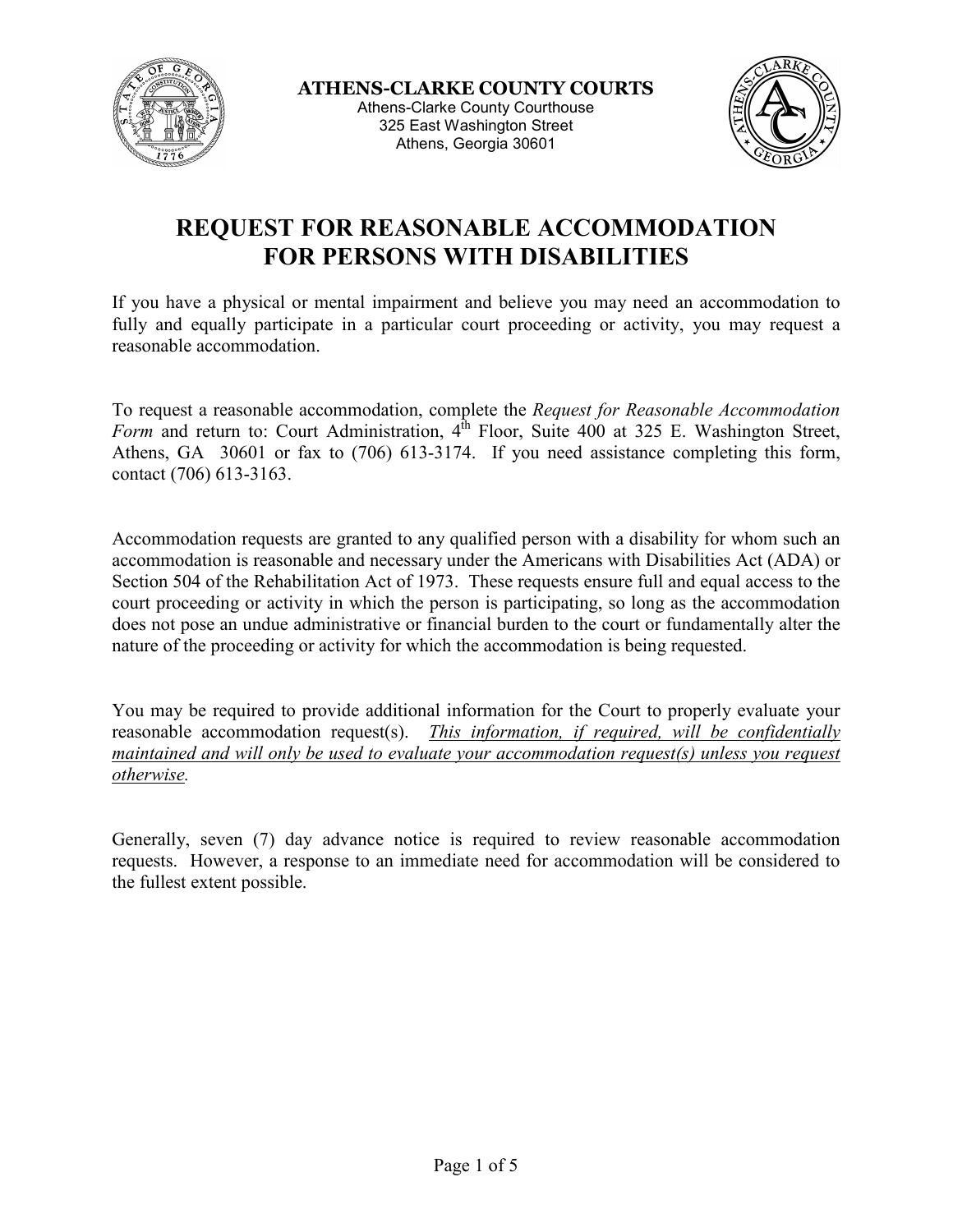**ATHENS-CLARKE COUNTY COURTS**
Athens-Clarke County Courthouse
325 East Washington Street
Athens, Georgia 30601

# REQUEST FOR REASONABLE ACCOMMODATION FOR PERSONS WITH DISABILITIES

If you have a physical or mental impairment and believe you may need an accommodation to fully and equally participate in a particular court proceeding or activity, you may request a reasonable accommodation.

To request a reasonable accommodation, complete the *Request for Reasonable Accommodation Form* and return to: Court Administration, 4th Floor, Suite 400 at 325 E. Washington Street, Athens, GA 30601 or fax to (706) 613-3174. If you need assistance completing this form, contact (706) 613-3163.

Accommodation requests are granted to any qualified person with a disability for whom such an accommodation is reasonable and necessary under the Americans with Disabilities Act (ADA) or Section 504 of the Rehabilitation Act of 1973. These requests ensure full and equal access to the court proceeding or activity in which the person is participating, so long as the accommodation does not pose an undue administrative or financial burden to the court or fundamentally alter the nature of the proceeding or activity for which the accommodation is being requested.

You may be required to provide additional information for the Court to properly evaluate your reasonable accommodation request(s). *This information, if required, will be confidentially maintained and will only be used to evaluate your accommodation request(s) unless you request otherwise.*

Generally, seven (7) day advance notice is required to review reasonable accommodation requests. However, a response to an immediate need for accommodation will be considered to the fullest extent possible.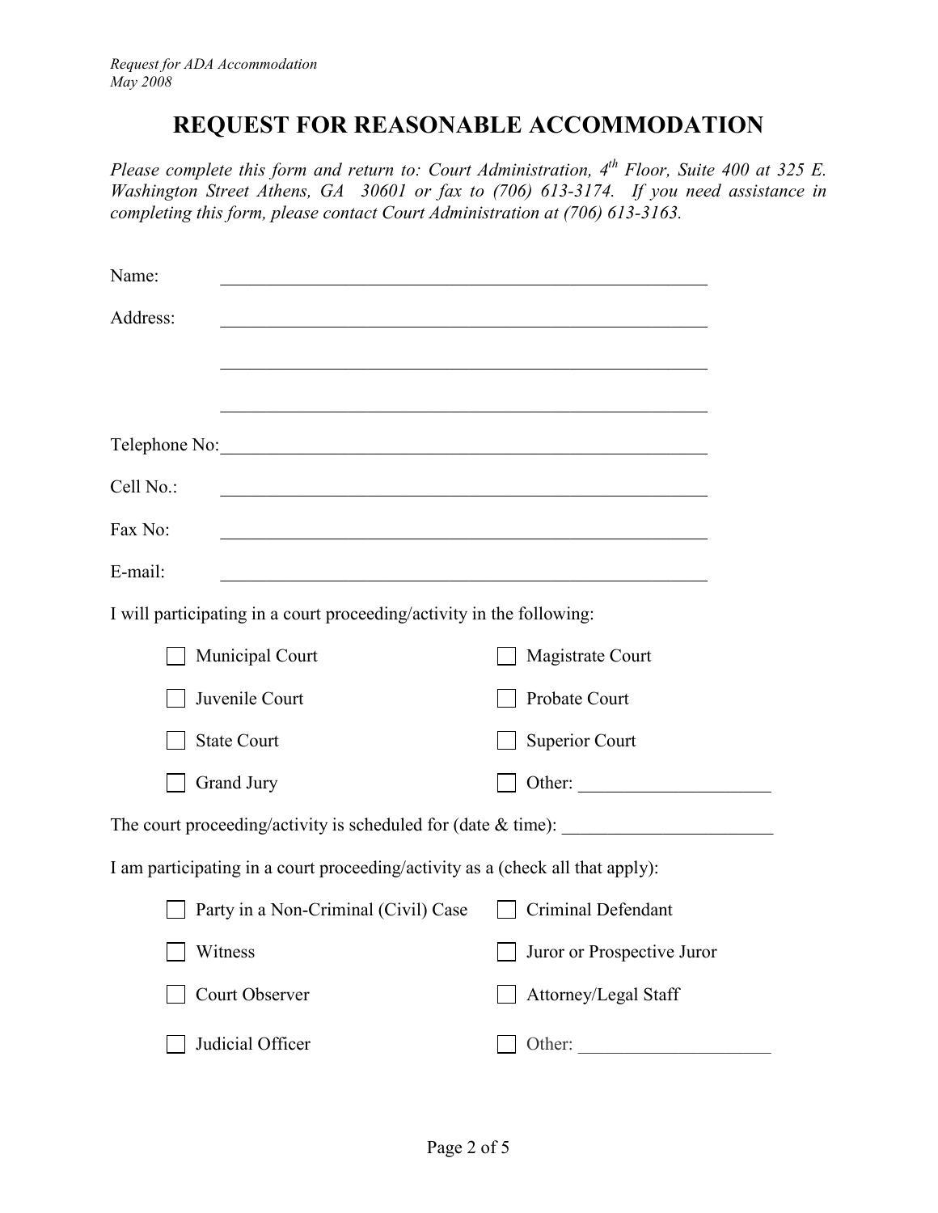# REQUEST FOR REASONABLE ACCOMMODATION

*Please complete this form and return to: Court Administration, 4th Floor, Suite 400 at 325 E. Washington Street Athens, GA 30601 or fax to (706) 613-3174. If you need assistance in completing this form, please contact Court Administration at (706) 613-3163.*

Name: ______________________________________________

Address: ______________________________________________

______________________________________________

______________________________________________

Telephone No: ______________________________________________

Cell No.: ______________________________________________

Fax No: ______________________________________________

E-mail: ______________________________________________

I will participating in a court proceeding/activity in the following:

- ☐ Municipal Court
- ☐ Magistrate Court
- ☐ Juvenile Court
- ☐ Probate Court
- ☐ State Court
- ☐ Superior Court
- ☐ Grand Jury
- ☐ Other: ____________________

The court proceeding/activity is scheduled for (date & time): ______________________

I am participating in a court proceeding/activity as a (check all that apply):

- ☐ Party in a Non-Criminal (Civil) Case
- ☐ Criminal Defendant
- ☐ Witness
- ☐ Juror or Prospective Juror
- ☐ Court Observer
- ☐ Attorney/Legal Staff
- ☐ Judicial Officer
- ☐ Other: ____________________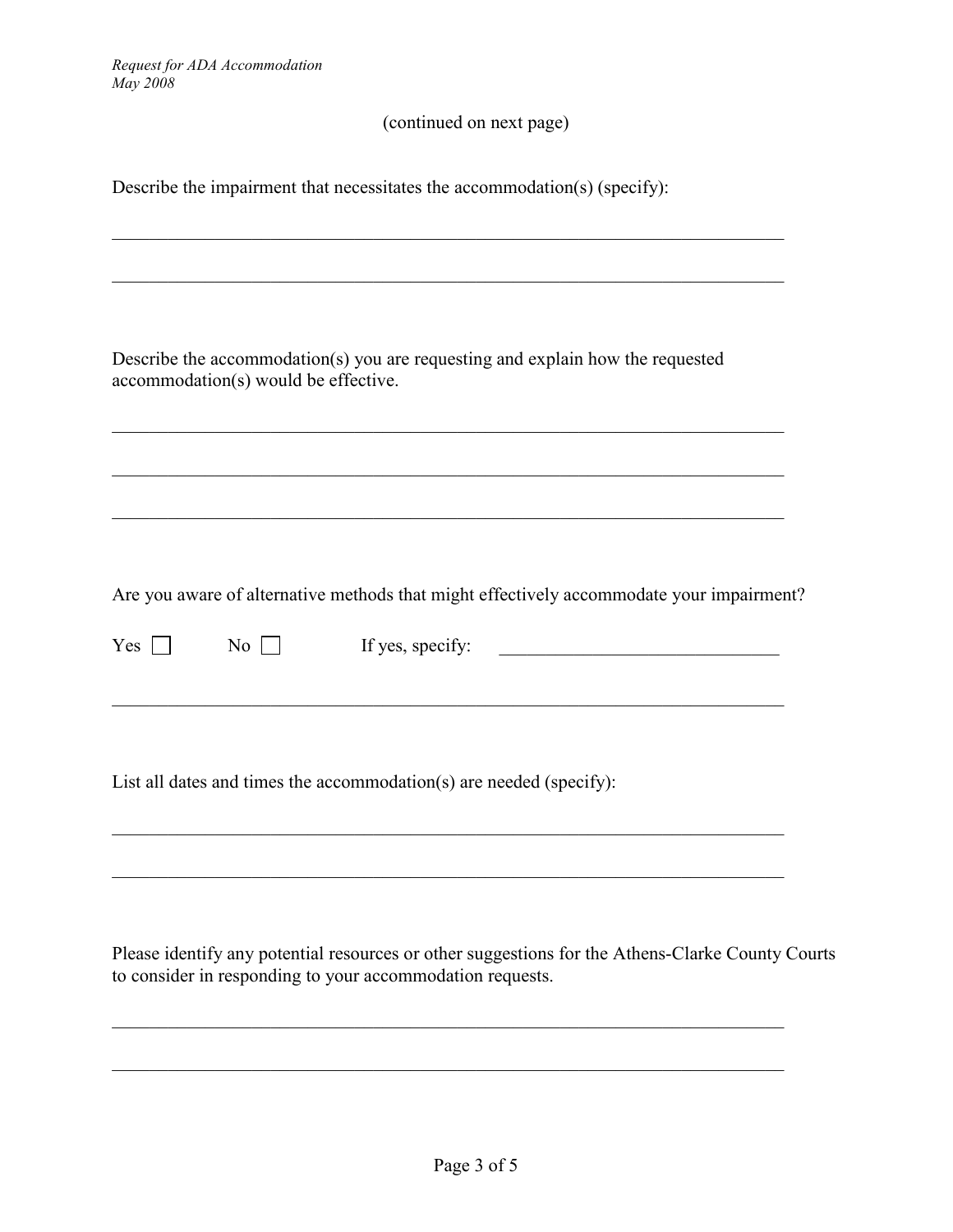(continued on next page)

Describe the impairment that necessitates the accommodation(s) (specify):

\_\_\_\_\_\_\_\_\_\_\_\_\_\_\_\_\_\_\_\_\_\_\_\_\_\_\_\_\_\_\_\_\_\_\_\_\_\_\_\_\_\_\_\_\_\_\_\_\_\_\_\_\_\_\_\_\_\_\_\_\_\_\_\_\_\_\_\_\_\_\_\_

\_\_\_\_\_\_\_\_\_\_\_\_\_\_\_\_\_\_\_\_\_\_\_\_\_\_\_\_\_\_\_\_\_\_\_\_\_\_\_\_\_\_\_\_\_\_\_\_\_\_\_\_\_\_\_\_\_\_\_\_\_\_\_\_\_\_\_\_\_\_\_\_

Describe the accommodation(s) you are requesting and explain how the requested accommodation(s) would be effective.

\_\_\_\_\_\_\_\_\_\_\_\_\_\_\_\_\_\_\_\_\_\_\_\_\_\_\_\_\_\_\_\_\_\_\_\_\_\_\_\_\_\_\_\_\_\_\_\_\_\_\_\_\_\_\_\_\_\_\_\_\_\_\_\_\_\_\_\_\_\_\_\_

\_\_\_\_\_\_\_\_\_\_\_\_\_\_\_\_\_\_\_\_\_\_\_\_\_\_\_\_\_\_\_\_\_\_\_\_\_\_\_\_\_\_\_\_\_\_\_\_\_\_\_\_\_\_\_\_\_\_\_\_\_\_\_\_\_\_\_\_\_\_\_\_

\_\_\_\_\_\_\_\_\_\_\_\_\_\_\_\_\_\_\_\_\_\_\_\_\_\_\_\_\_\_\_\_\_\_\_\_\_\_\_\_\_\_\_\_\_\_\_\_\_\_\_\_\_\_\_\_\_\_\_\_\_\_\_\_\_\_\_\_\_\_\_\_

Are you aware of alternative methods that might effectively accommodate your impairment?

Yes ☐ No ☐ If yes, specify: \_\_\_\_\_\_\_\_\_\_\_\_\_\_\_\_\_\_\_\_\_\_\_\_\_\_\_\_\_\_

\_\_\_\_\_\_\_\_\_\_\_\_\_\_\_\_\_\_\_\_\_\_\_\_\_\_\_\_\_\_\_\_\_\_\_\_\_\_\_\_\_\_\_\_\_\_\_\_\_\_\_\_\_\_\_\_\_\_\_\_\_\_\_\_\_\_\_\_\_\_\_\_

List all dates and times the accommodation(s) are needed (specify):

\_\_\_\_\_\_\_\_\_\_\_\_\_\_\_\_\_\_\_\_\_\_\_\_\_\_\_\_\_\_\_\_\_\_\_\_\_\_\_\_\_\_\_\_\_\_\_\_\_\_\_\_\_\_\_\_\_\_\_\_\_\_\_\_\_\_\_\_\_\_\_\_

\_\_\_\_\_\_\_\_\_\_\_\_\_\_\_\_\_\_\_\_\_\_\_\_\_\_\_\_\_\_\_\_\_\_\_\_\_\_\_\_\_\_\_\_\_\_\_\_\_\_\_\_\_\_\_\_\_\_\_\_\_\_\_\_\_\_\_\_\_\_\_\_

Please identify any potential resources or other suggestions for the Athens-Clarke County Courts to consider in responding to your accommodation requests.

\_\_\_\_\_\_\_\_\_\_\_\_\_\_\_\_\_\_\_\_\_\_\_\_\_\_\_\_\_\_\_\_\_\_\_\_\_\_\_\_\_\_\_\_\_\_\_\_\_\_\_\_\_\_\_\_\_\_\_\_\_\_\_\_\_\_\_\_\_\_\_\_

\_\_\_\_\_\_\_\_\_\_\_\_\_\_\_\_\_\_\_\_\_\_\_\_\_\_\_\_\_\_\_\_\_\_\_\_\_\_\_\_\_\_\_\_\_\_\_\_\_\_\_\_\_\_\_\_\_\_\_\_\_\_\_\_\_\_\_\_\_\_\_\_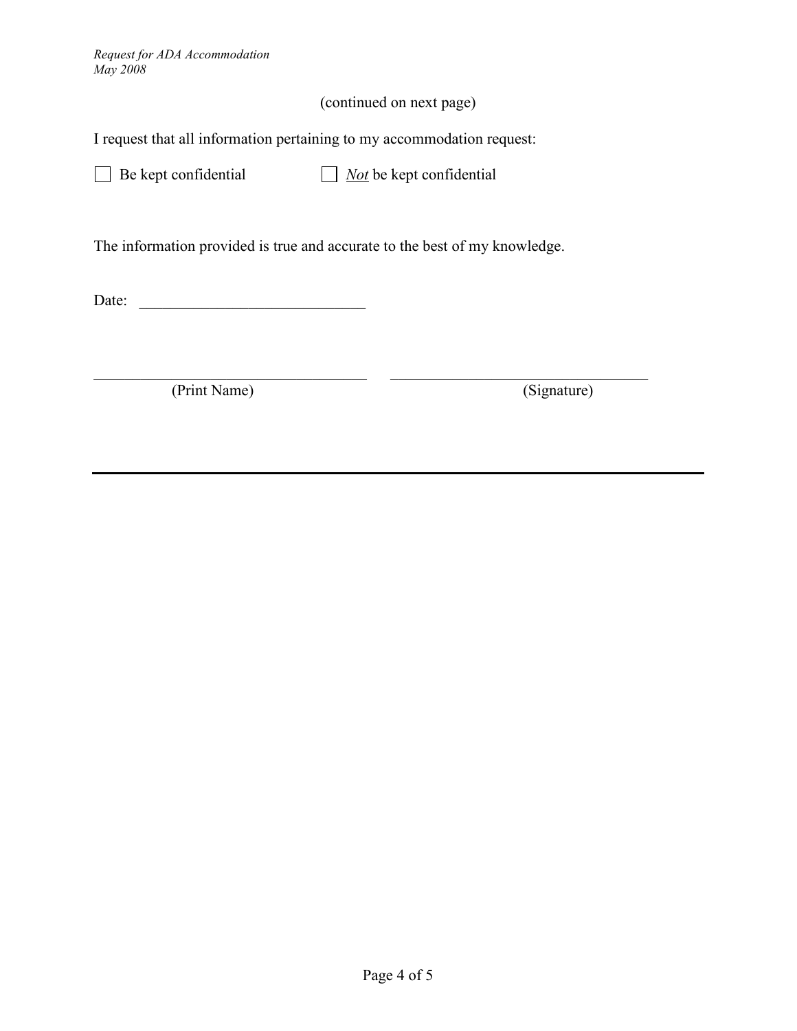(continued on next page)

I request that all information pertaining to my accommodation request:

☐ Be kept confidential ☐ *__Not__* be kept confidential

The information provided is true and accurate to the best of my knowledge.

Date: ______________________________

____________________________________ ____________________________________
(Print Name) (Signature)

---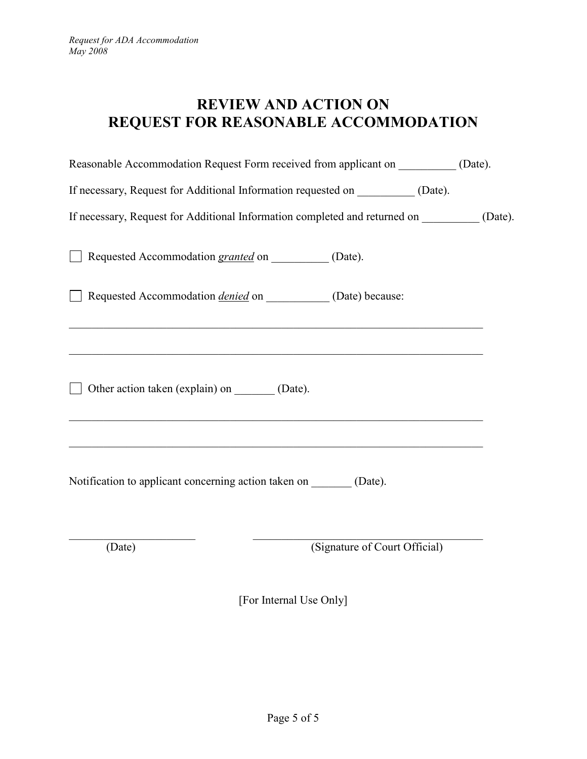# REVIEW AND ACTION ON REQUEST FOR REASONABLE ACCOMMODATION

Reasonable Accommodation Request Form received from applicant on __________ (Date).

If necessary, Request for Additional Information requested on __________ (Date).

If necessary, Request for Additional Information completed and returned on __________ (Date).

☐ Requested Accommodation ***granted*** on __________ (Date).

☐ Requested Accommodation ***denied*** on ___________ (Date) because:

_________________________________________________________________________

_________________________________________________________________________

☐ Other action taken (explain) on _______ (Date).

_________________________________________________________________________

_________________________________________________________________________

Notification to applicant concerning action taken on _______ (Date).

______________________ ________________________________________

(Date) (Signature of Court Official)

[For Internal Use Only]